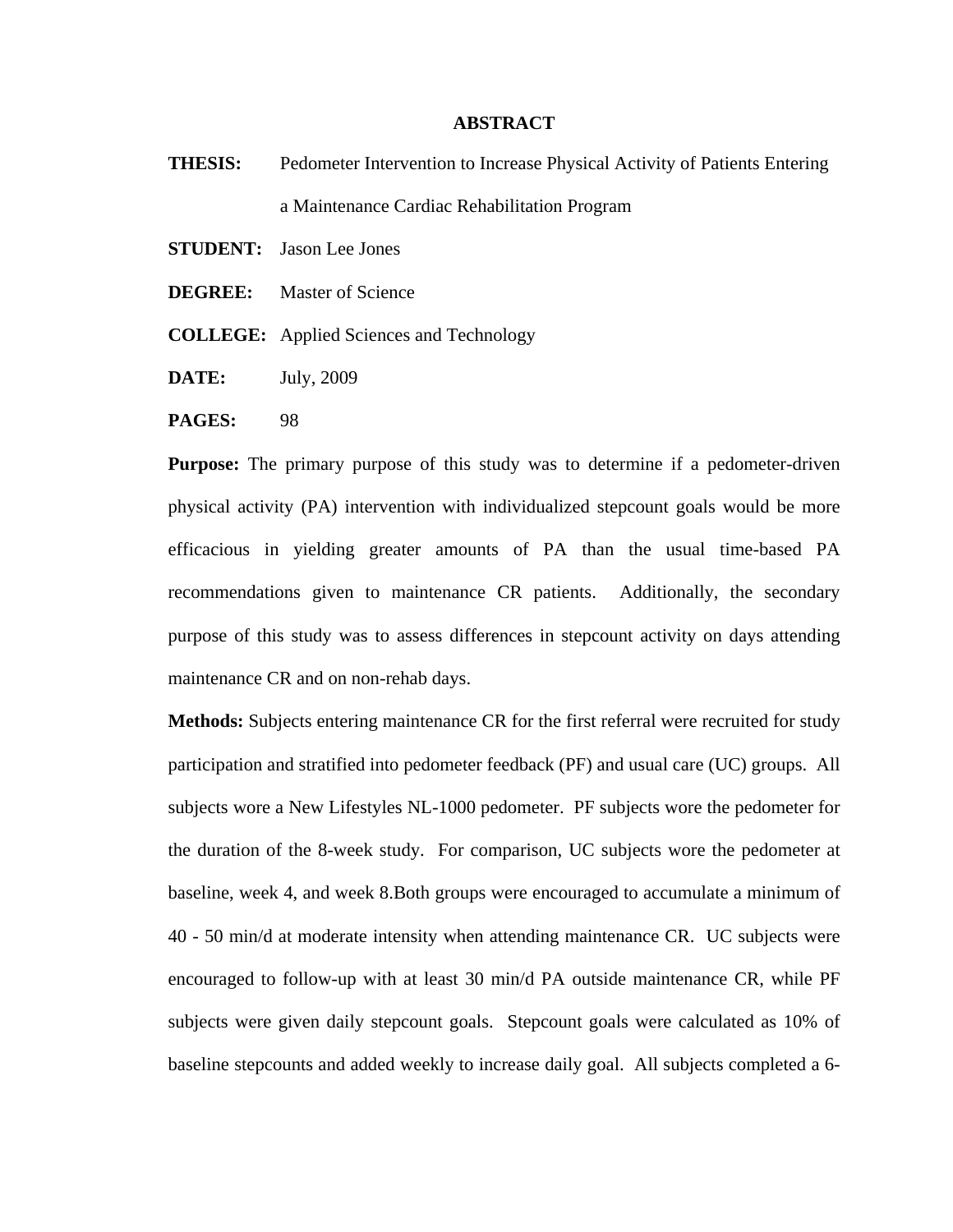# ABSTRACT

**THESIS:** Pedometer Intervention to Increase Physical Activity of Patients Entering a Maintenance Cardiac Rehabilitation Program

**STUDENT:** Jason Lee Jones

**DEGREE:** Master of Science

**COLLEGE:** Applied Sciences and Technology

**DATE:** July, 2009

**PAGES:** 98

**Purpose:** The primary purpose of this study was to determine if a pedometer-driven physical activity (PA) intervention with individualized stepcount goals would be more efficacious in yielding greater amounts of PA than the usual time-based PA recommendations given to maintenance CR patients. Additionally, the secondary purpose of this study was to assess differences in stepcount activity on days attending maintenance CR and on non-rehab days.

**Methods:** Subjects entering maintenance CR for the first referral were recruited for study participation and stratified into pedometer feedback (PF) and usual care (UC) groups. All subjects wore a New Lifestyles NL-1000 pedometer. PF subjects wore the pedometer for the duration of the 8-week study. For comparison, UC subjects wore the pedometer at baseline, week 4, and week 8.Both groups were encouraged to accumulate a minimum of 40 - 50 min/d at moderate intensity when attending maintenance CR. UC subjects were encouraged to follow-up with at least 30 min/d PA outside maintenance CR, while PF subjects were given daily stepcount goals. Stepcount goals were calculated as 10% of baseline stepcounts and added weekly to increase daily goal. All subjects completed a 6-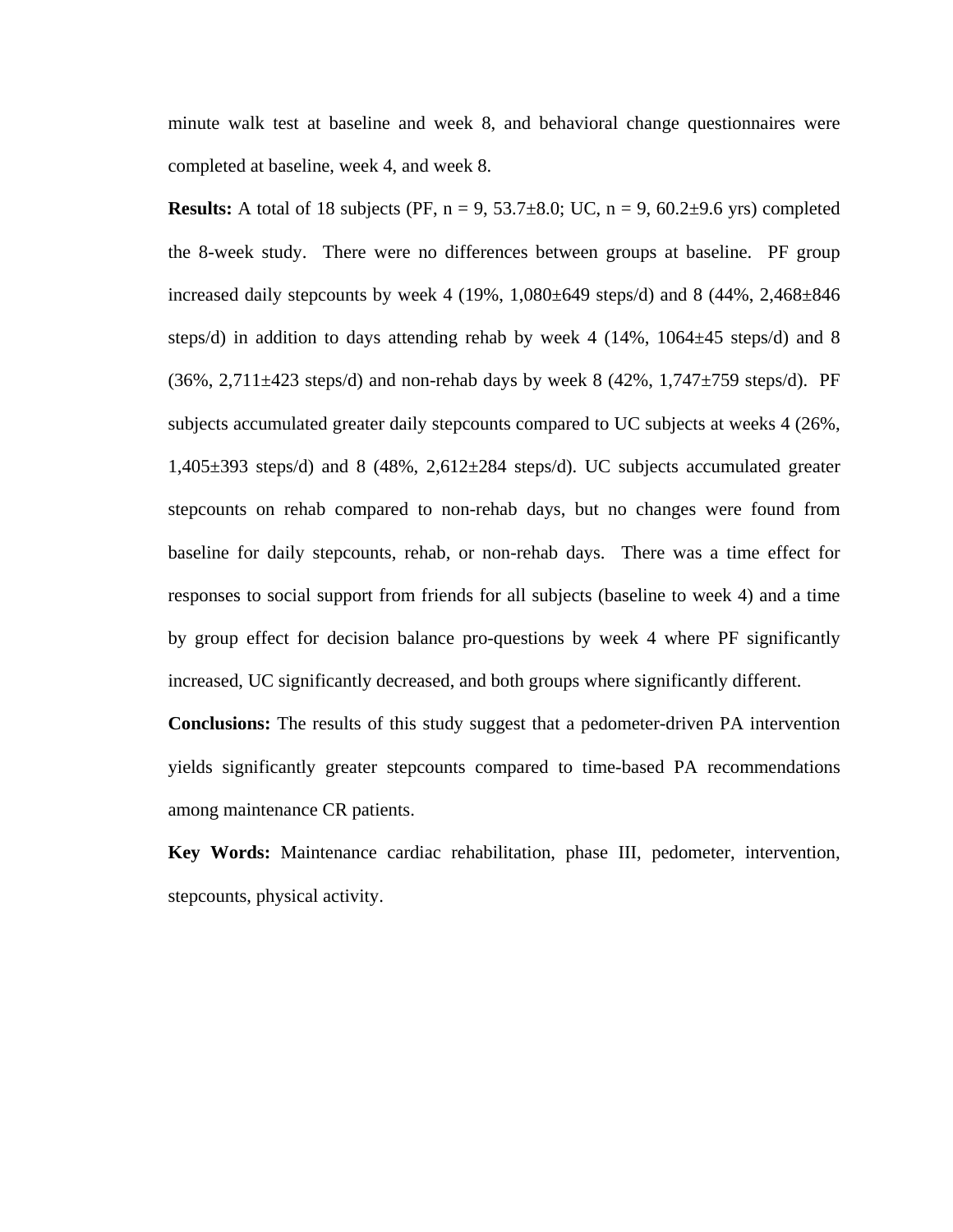minute walk test at baseline and week 8, and behavioral change questionnaires were completed at baseline, week 4, and week 8.

**Results:** A total of 18 subjects (PF, n = 9, 53.7±8.0; UC, n = 9, 60.2±9.6 yrs) completed the 8-week study. There were no differences between groups at baseline. PF group increased daily stepcounts by week 4 (19%, 1,080±649 steps/d) and 8 (44%, 2,468±846 steps/d) in addition to days attending rehab by week 4 (14%, 1064±45 steps/d) and 8 (36%, 2,711±423 steps/d) and non-rehab days by week 8 (42%, 1,747±759 steps/d). PF subjects accumulated greater daily stepcounts compared to UC subjects at weeks 4 (26%, 1,405±393 steps/d) and 8 (48%, 2,612±284 steps/d). UC subjects accumulated greater stepcounts on rehab compared to non-rehab days, but no changes were found from baseline for daily stepcounts, rehab, or non-rehab days. There was a time effect for responses to social support from friends for all subjects (baseline to week 4) and a time by group effect for decision balance pro-questions by week 4 where PF significantly increased, UC significantly decreased, and both groups where significantly different.

**Conclusions:** The results of this study suggest that a pedometer-driven PA intervention yields significantly greater stepcounts compared to time-based PA recommendations among maintenance CR patients.

**Key Words:** Maintenance cardiac rehabilitation, phase III, pedometer, intervention, stepcounts, physical activity.